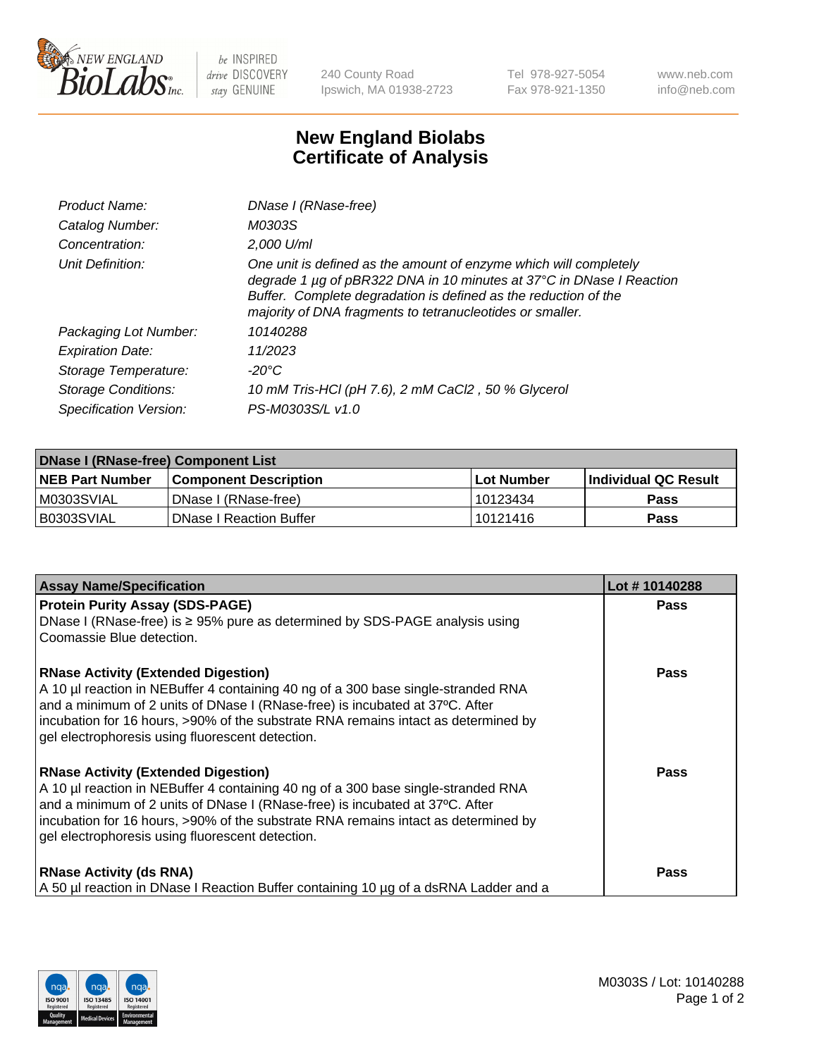# New England Biolabs Certificate of Analysis

| | |
|---|---|
| Product Name: | DNase I (RNase-free) |
| Catalog Number: | M0303S |
| Concentration: | 2,000 U/ml |
| Unit Definition: | One unit is defined as the amount of enzyme which will completely degrade 1 µg of pBR322 DNA in 10 minutes at 37°C in DNase I Reaction Buffer. Complete degradation is defined as the reduction of the majority of DNA fragments to tetranucleotides or smaller. |
| Packaging Lot Number: | 10140288 |
| Expiration Date: | 11/2023 |
| Storage Temperature: | -20°C |
| Storage Conditions: | 10 mM Tris-HCl (pH 7.6), 2 mM $CaCl_2$ , 50 % Glycerol |
| Specification Version: | PS-M0303S/L v1.0 |

| DNase I (RNase-free) Component List | | | |
|---|---|---|---|
| **NEB Part Number** | **Component Description** | **Lot Number** | **Individual QC Result** |
| M0303SVIAL | DNase I (RNase-free) | 10123434 | Pass |
| B0303SVIAL | DNase I Reaction Buffer | 10121416 | Pass |

| Assay Name/Specification | Lot # 10140288 |
|---|---|
| **Protein Purity Assay (SDS-PAGE)**<br>DNase I (RNase-free) is ≥ 95% pure as determined by SDS-PAGE analysis using Coomassie Blue detection. | Pass |
| **RNase Activity (Extended Digestion)**<br>A 10 µl reaction in NEBuffer 4 containing 40 ng of a 300 base single-stranded RNA and a minimum of 2 units of DNase I (RNase-free) is incubated at 37ºC. After incubation for 16 hours, >90% of the substrate RNA remains intact as determined by gel electrophoresis using fluorescent detection. | Pass |
| **RNase Activity (Extended Digestion)**<br>A 10 µl reaction in NEBuffer 4 containing 40 ng of a 300 base single-stranded RNA and a minimum of 2 units of DNase I (RNase-free) is incubated at 37ºC. After incubation for 16 hours, >90% of the substrate RNA remains intact as determined by gel electrophoresis using fluorescent detection. | Pass |
| **RNase Activity (ds RNA)**<br>A 50 µl reaction in DNase I Reaction Buffer containing 10 µg of a dsRNA Ladder and a | Pass |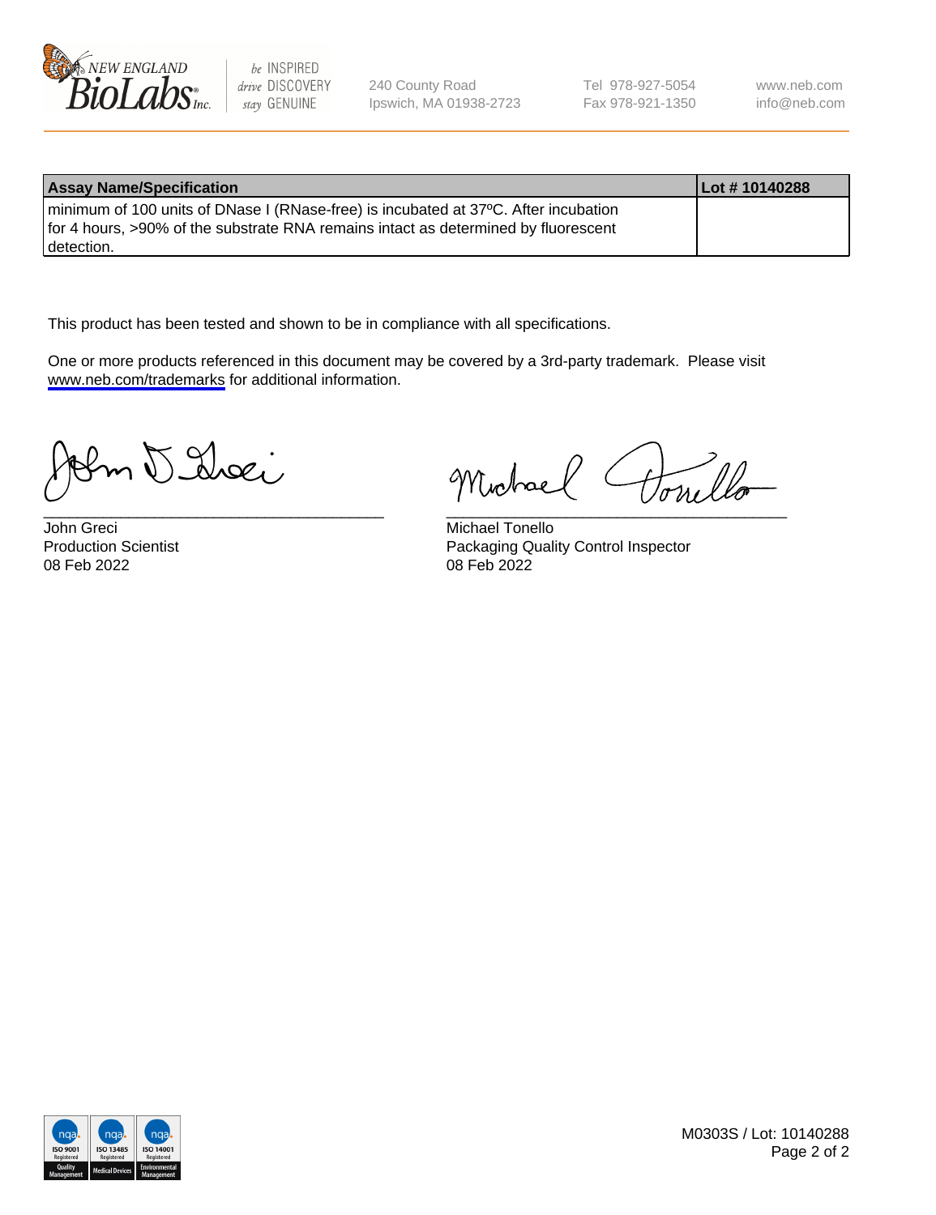| Assay Name/Specification | Lot # 10140288 |
|---|---|
| minimum of 100 units of DNase I (RNase-free) is incubated at 37ºC. After incubation for 4 hours, >90% of the substrate RNA remains intact as determined by fluorescent detection. | |

This product has been tested and shown to be in compliance with all specifications.

One or more products referenced in this document may be covered by a 3rd-party trademark. Please visit www.neb.com/trademarks for additional information.

John Greci
Production Scientist
08 Feb 2022

Michael Tonello
Packaging Quality Control Inspector
08 Feb 2022

M0303S / Lot: 10140288